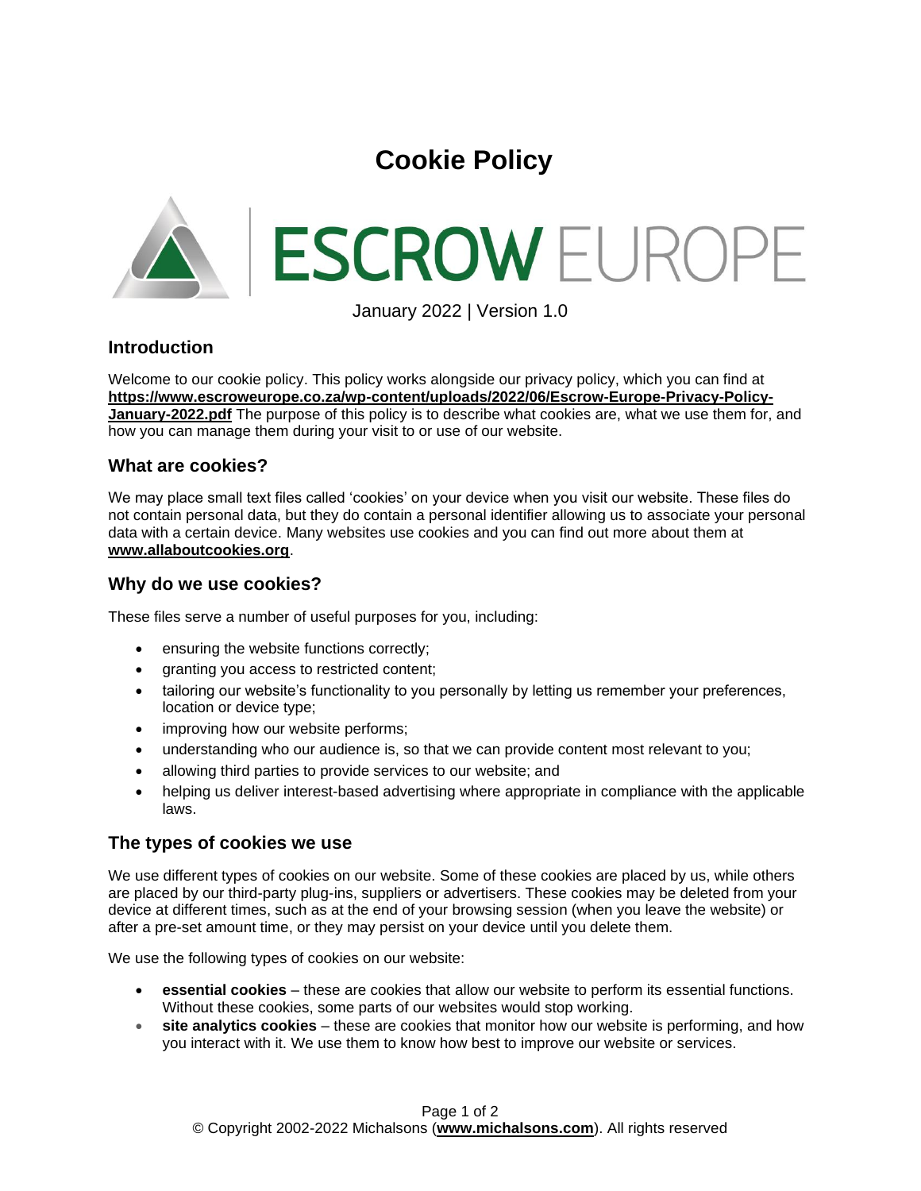# Cookie Policy

ESCROW EUROPE

January 2022 | Version 1.0

## Introduction

Welcome to our cookie policy. This policy works alongside our privacy policy, which you can find at **https://www.escroweurope.co.za/wp-content/uploads/2022/06/Escrow-Europe-Privacy-Policy-January-2022.pdf** The purpose of this policy is to describe what cookies are, what we use them for, and how you can manage them during your visit to or use of our website.

## What are cookies?

We may place small text files called 'cookies' on your device when you visit our website. These files do not contain personal data, but they do contain a personal identifier allowing us to associate your personal data with a certain device. Many websites use cookies and you can find out more about them at **www.allaboutcookies.org**.

## Why do we use cookies?

These files serve a number of useful purposes for you, including:

- ensuring the website functions correctly;
- granting you access to restricted content;
- tailoring our website's functionality to you personally by letting us remember your preferences, location or device type;
- improving how our website performs;
- understanding who our audience is, so that we can provide content most relevant to you;
- allowing third parties to provide services to our website; and
- helping us deliver interest-based advertising where appropriate in compliance with the applicable laws.

## The types of cookies we use

We use different types of cookies on our website. Some of these cookies are placed by us, while others are placed by our third-party plug-ins, suppliers or advertisers. These cookies may be deleted from your device at different times, such as at the end of your browsing session (when you leave the website) or after a pre-set amount time, or they may persist on your device until you delete them.

We use the following types of cookies on our website:

- **essential cookies** – these are cookies that allow our website to perform its essential functions. Without these cookies, some parts of our websites would stop working.
- **site analytics cookies** – these are cookies that monitor how our website is performing, and how you interact with it. We use them to know how best to improve our website or services.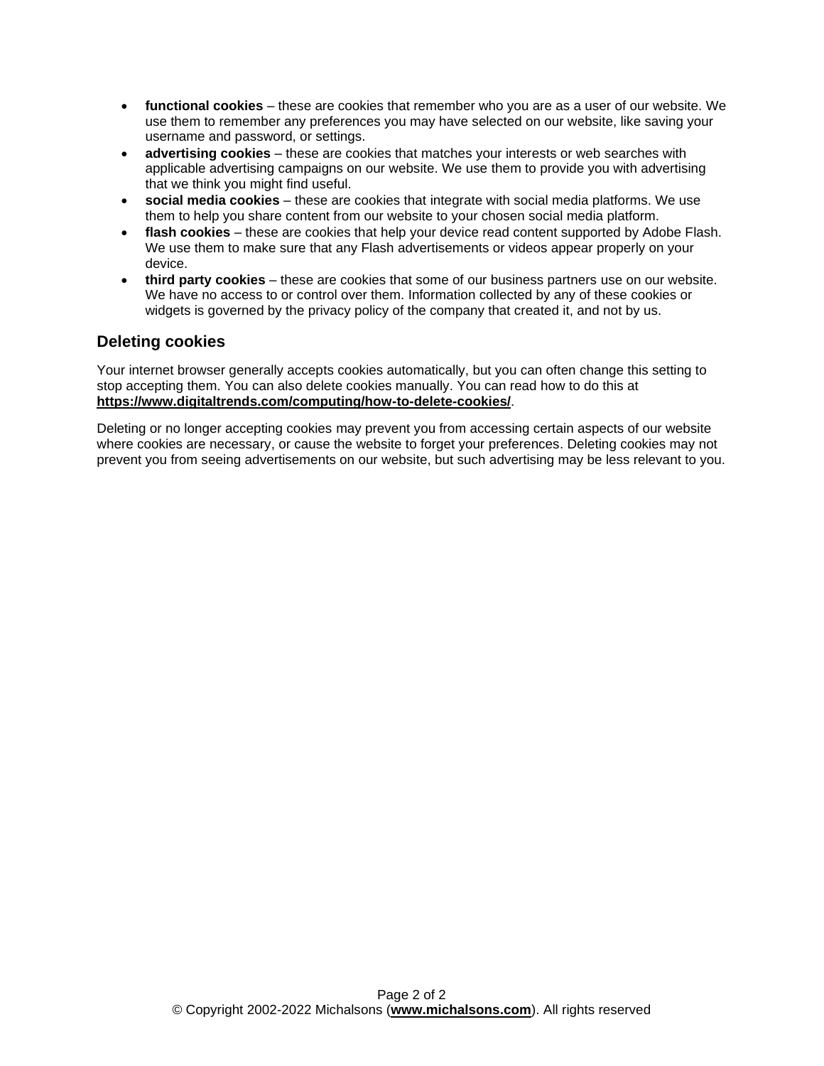- **functional cookies** – these are cookies that remember who you are as a user of our website. We use them to remember any preferences you may have selected on our website, like saving your username and password, or settings.
- **advertising cookies** – these are cookies that matches your interests or web searches with applicable advertising campaigns on our website. We use them to provide you with advertising that we think you might find useful.
- **social media cookies** – these are cookies that integrate with social media platforms. We use them to help you share content from our website to your chosen social media platform.
- **flash cookies** – these are cookies that help your device read content supported by Adobe Flash. We use them to make sure that any Flash advertisements or videos appear properly on your device.
- **third party cookies** – these are cookies that some of our business partners use on our website. We have no access to or control over them. Information collected by any of these cookies or widgets is governed by the privacy policy of the company that created it, and not by us.

## Deleting cookies

Your internet browser generally accepts cookies automatically, but you can often change this setting to stop accepting them. You can also delete cookies manually. You can read how to do this at **https://www.digitaltrends.com/computing/how-to-delete-cookies/**.

Deleting or no longer accepting cookies may prevent you from accessing certain aspects of our website where cookies are necessary, or cause the website to forget your preferences. Deleting cookies may not prevent you from seeing advertisements on our website, but such advertising may be less relevant to you.